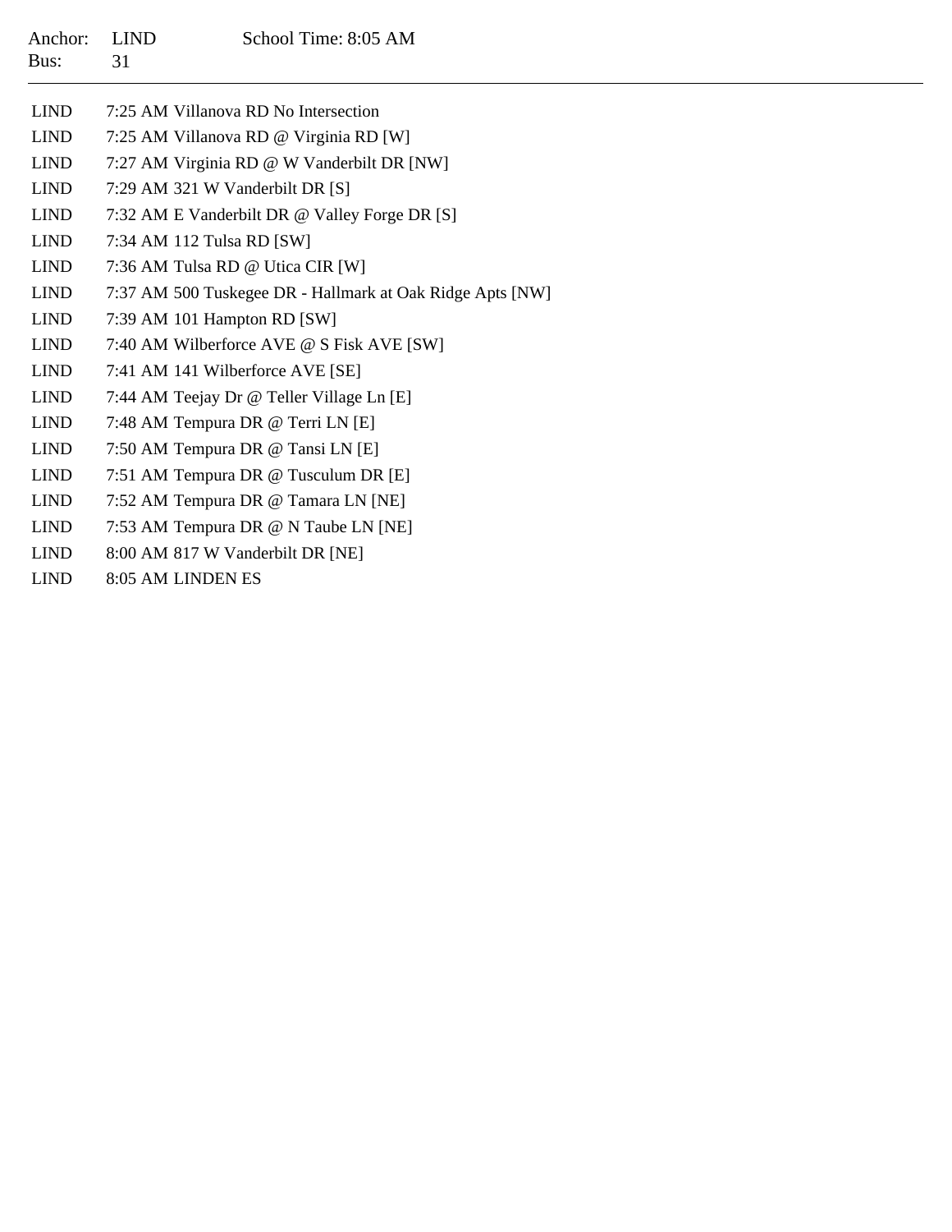Anchor: LIND School Time: 8:05 AM
Bus: 31

---

| | |
|---|---|
| LIND | 7:25 AM Villanova RD No Intersection |
| LIND | 7:25 AM Villanova RD @ Virginia RD [W] |
| LIND | 7:27 AM Virginia RD @ W Vanderbilt DR [NW] |
| LIND | 7:29 AM 321 W Vanderbilt DR [S] |
| LIND | 7:32 AM E Vanderbilt DR @ Valley Forge DR [S] |
| LIND | 7:34 AM 112 Tulsa RD [SW] |
| LIND | 7:36 AM Tulsa RD @ Utica CIR [W] |
| LIND | 7:37 AM 500 Tuskegee DR - Hallmark at Oak Ridge Apts [NW] |
| LIND | 7:39 AM 101 Hampton RD [SW] |
| LIND | 7:40 AM Wilberforce AVE @ S Fisk AVE [SW] |
| LIND | 7:41 AM 141 Wilberforce AVE [SE] |
| LIND | 7:44 AM Teejay Dr @ Teller Village Ln [E] |
| LIND | 7:48 AM Tempura DR @ Terri LN [E] |
| LIND | 7:50 AM Tempura DR @ Tansi LN [E] |
| LIND | 7:51 AM Tempura DR @ Tusculum DR [E] |
| LIND | 7:52 AM Tempura DR @ Tamara LN [NE] |
| LIND | 7:53 AM Tempura DR @ N Taube LN [NE] |
| LIND | 8:00 AM 817 W Vanderbilt DR [NE] |
| LIND | 8:05 AM LINDEN ES |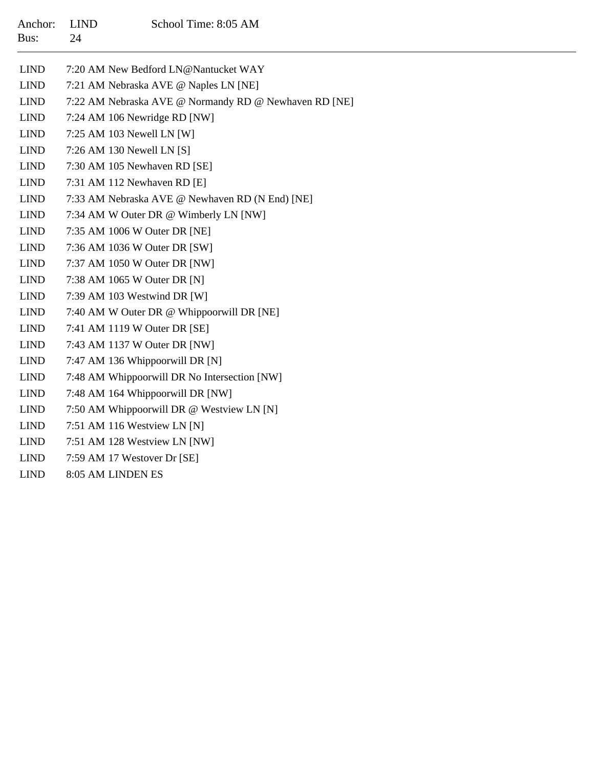Anchor: LIND School Time: 8:05 AM
Bus: 24

---

| | |
|---|---|
| LIND | 7:20 AM New Bedford LN@Nantucket WAY |
| LIND | 7:21 AM Nebraska AVE @ Naples LN [NE] |
| LIND | 7:22 AM Nebraska AVE @ Normandy RD @ Newhaven RD [NE] |
| LIND | 7:24 AM 106 Newridge RD [NW] |
| LIND | 7:25 AM 103 Newell LN [W] |
| LIND | 7:26 AM 130 Newell LN [S] |
| LIND | 7:30 AM 105 Newhaven RD [SE] |
| LIND | 7:31 AM 112 Newhaven RD [E] |
| LIND | 7:33 AM Nebraska AVE @ Newhaven RD (N End) [NE] |
| LIND | 7:34 AM W Outer DR @ Wimberly LN [NW] |
| LIND | 7:35 AM 1006 W Outer DR [NE] |
| LIND | 7:36 AM 1036 W Outer DR [SW] |
| LIND | 7:37 AM 1050 W Outer DR [NW] |
| LIND | 7:38 AM 1065 W Outer DR [N] |
| LIND | 7:39 AM 103 Westwind DR [W] |
| LIND | 7:40 AM W Outer DR @ Whippoorwill DR [NE] |
| LIND | 7:41 AM 1119 W Outer DR [SE] |
| LIND | 7:43 AM 1137 W Outer DR [NW] |
| LIND | 7:47 AM 136 Whippoorwill DR [N] |
| LIND | 7:48 AM Whippoorwill DR No Intersection [NW] |
| LIND | 7:48 AM 164 Whippoorwill DR [NW] |
| LIND | 7:50 AM Whippoorwill DR @ Westview LN [N] |
| LIND | 7:51 AM 116 Westview LN [N] |
| LIND | 7:51 AM 128 Westview LN [NW] |
| LIND | 7:59 AM 17 Westover Dr [SE] |
| LIND | 8:05 AM LINDEN ES |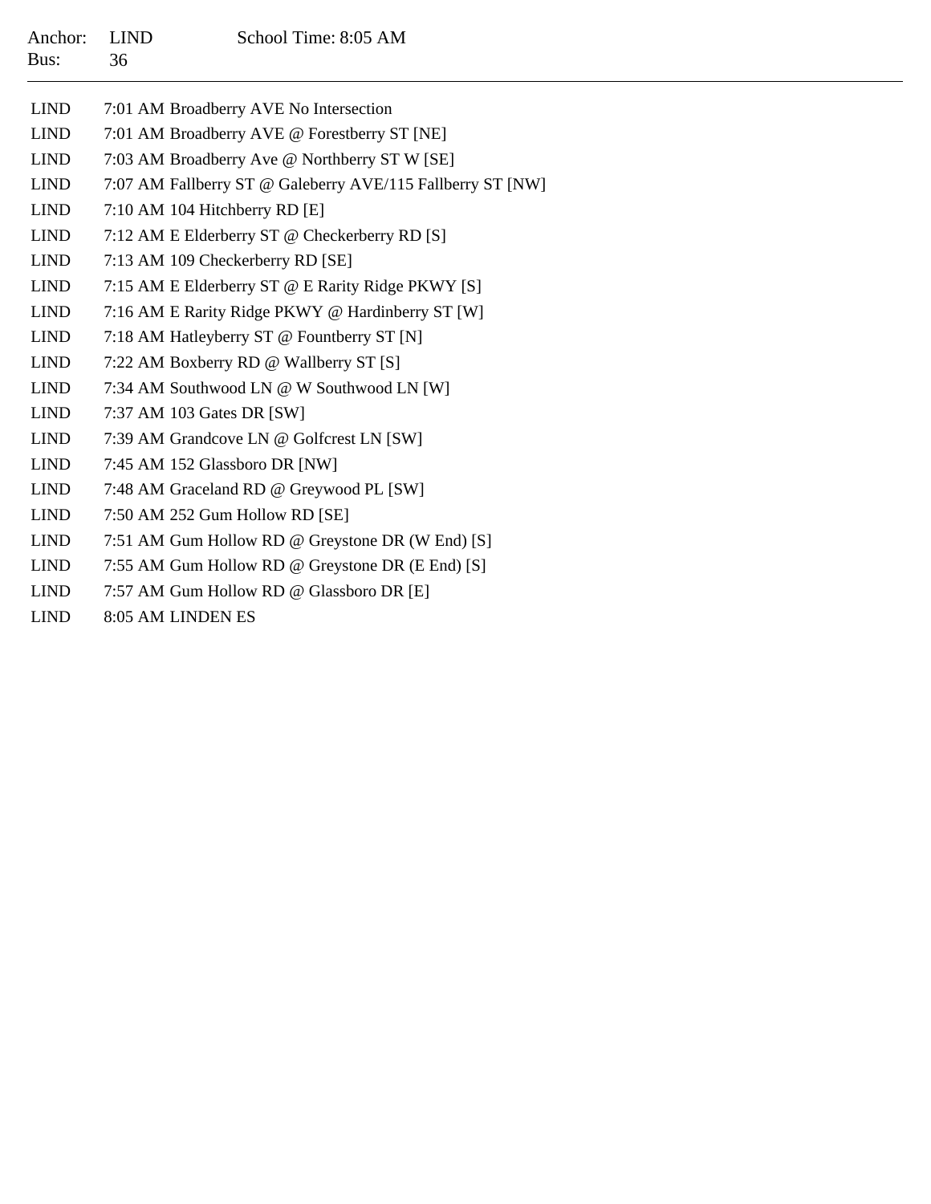Anchor: LIND School Time: 8:05 AM
Bus: 36

---

| | | |
|---|---|---|
| LIND | 7:01 AM | Broadberry AVE No Intersection |
| LIND | 7:01 AM | Broadberry AVE @ Forestberry ST [NE] |
| LIND | 7:03 AM | Broadberry Ave @ Northberry ST W [SE] |
| LIND | 7:07 AM | Fallberry ST @ Galeberry AVE/115 Fallberry ST [NW] |
| LIND | 7:10 AM | 104 Hitchberry RD [E] |
| LIND | 7:12 AM | E Elderberry ST @ Checkerberry RD [S] |
| LIND | 7:13 AM | 109 Checkerberry RD [SE] |
| LIND | 7:15 AM | E Elderberry ST @ E Rarity Ridge PKWY [S] |
| LIND | 7:16 AM | E Rarity Ridge PKWY @ Hardinberry ST [W] |
| LIND | 7:18 AM | Hatleyberry ST @ Fountberry ST [N] |
| LIND | 7:22 AM | Boxberry RD @ Wallberry ST [S] |
| LIND | 7:34 AM | Southwood LN @ W Southwood LN [W] |
| LIND | 7:37 AM | 103 Gates DR [SW] |
| LIND | 7:39 AM | Grandcove LN @ Golfcrest LN [SW] |
| LIND | 7:45 AM | 152 Glassboro DR [NW] |
| LIND | 7:48 AM | Graceland RD @ Greywood PL [SW] |
| LIND | 7:50 AM | 252 Gum Hollow RD [SE] |
| LIND | 7:51 AM | Gum Hollow RD @ Greystone DR (W End) [S] |
| LIND | 7:55 AM | Gum Hollow RD @ Greystone DR (E End) [S] |
| LIND | 7:57 AM | Gum Hollow RD @ Glassboro DR [E] |
| LIND | 8:05 AM | LINDEN ES |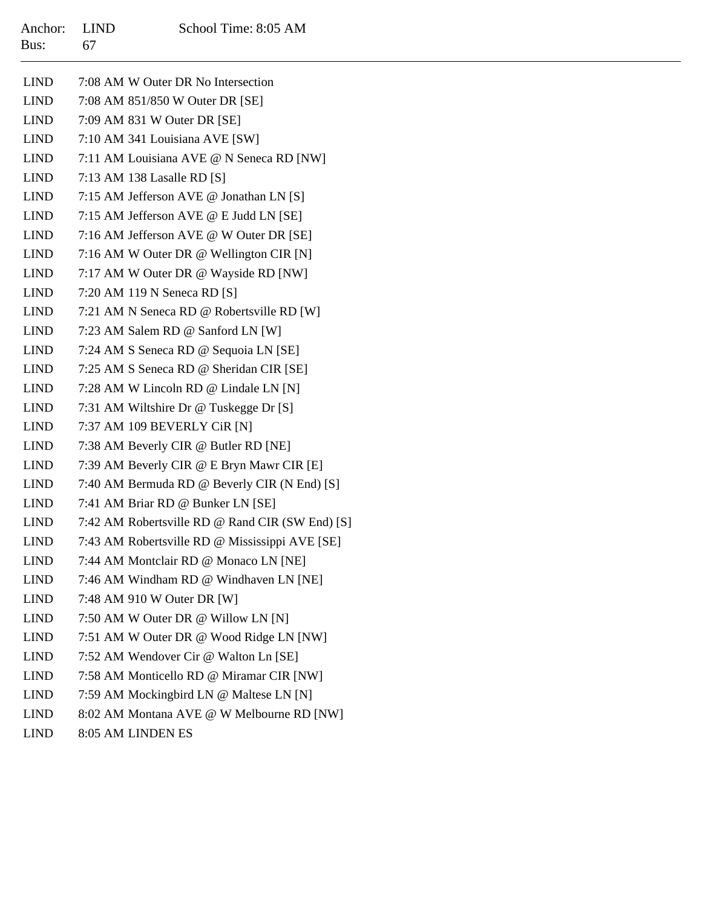Anchor: LIND School Time: 8:05 AM
Bus: 67

---

| | | |
|---|---|---|
| LIND | 7:08 AM | W Outer DR No Intersection |
| LIND | 7:08 AM | 851/850 W Outer DR [SE] |
| LIND | 7:09 AM | 831 W Outer DR [SE] |
| LIND | 7:10 AM | 341 Louisiana AVE [SW] |
| LIND | 7:11 AM | Louisiana AVE @ N Seneca RD [NW] |
| LIND | 7:13 AM | 138 Lasalle RD [S] |
| LIND | 7:15 AM | Jefferson AVE @ Jonathan LN [S] |
| LIND | 7:15 AM | Jefferson AVE @ E Judd LN [SE] |
| LIND | 7:16 AM | Jefferson AVE @ W Outer DR [SE] |
| LIND | 7:16 AM | W Outer DR @ Wellington CIR [N] |
| LIND | 7:17 AM | W Outer DR @ Wayside RD [NW] |
| LIND | 7:20 AM | 119 N Seneca RD [S] |
| LIND | 7:21 AM | N Seneca RD @ Robertsville RD [W] |
| LIND | 7:23 AM | Salem RD @ Sanford LN [W] |
| LIND | 7:24 AM | S Seneca RD @ Sequoia LN [SE] |
| LIND | 7:25 AM | S Seneca RD @ Sheridan CIR [SE] |
| LIND | 7:28 AM | W Lincoln RD @ Lindale LN [N] |
| LIND | 7:31 AM | Wiltshire Dr @ Tuskegge Dr [S] |
| LIND | 7:37 AM | 109 BEVERLY CiR [N] |
| LIND | 7:38 AM | Beverly CIR @ Butler RD [NE] |
| LIND | 7:39 AM | Beverly CIR @ E Bryn Mawr CIR [E] |
| LIND | 7:40 AM | Bermuda RD @ Beverly CIR (N End) [S] |
| LIND | 7:41 AM | Briar RD @ Bunker LN [SE] |
| LIND | 7:42 AM | Robertsville RD @ Rand CIR (SW End) [S] |
| LIND | 7:43 AM | Robertsville RD @ Mississippi AVE [SE] |
| LIND | 7:44 AM | Montclair RD @ Monaco LN [NE] |
| LIND | 7:46 AM | Windham RD @ Windhaven LN [NE] |
| LIND | 7:48 AM | 910 W Outer DR [W] |
| LIND | 7:50 AM | W Outer DR @ Willow LN [N] |
| LIND | 7:51 AM | W Outer DR @ Wood Ridge LN [NW] |
| LIND | 7:52 AM | Wendover Cir @ Walton Ln [SE] |
| LIND | 7:58 AM | Monticello RD @ Miramar CIR [NW] |
| LIND | 7:59 AM | Mockingbird LN @ Maltese LN [N] |
| LIND | 8:02 AM | Montana AVE @ W Melbourne RD [NW] |
| LIND | 8:05 AM | LINDEN ES |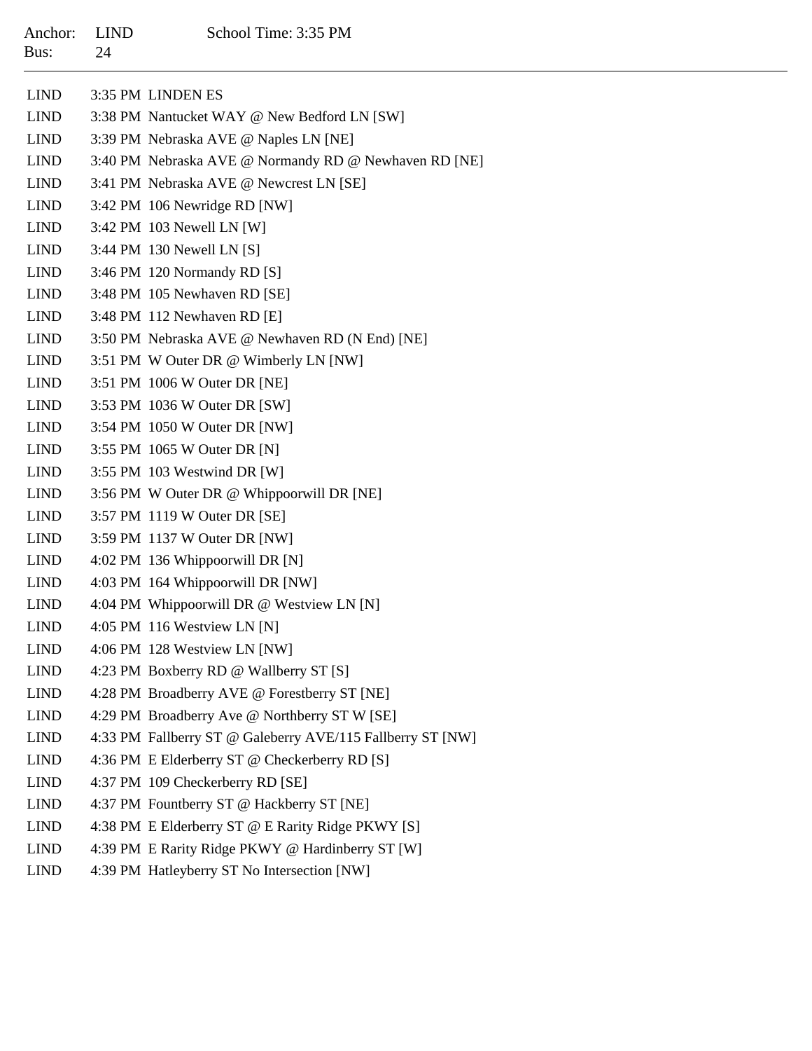Anchor: LIND School Time: 3:35 PM
Bus: 24

---

| | | |
|---|---|---|
| LIND | 3:35 PM | LINDEN ES |
| LIND | 3:38 PM | Nantucket WAY @ New Bedford LN [SW] |
| LIND | 3:39 PM | Nebraska AVE @ Naples LN [NE] |
| LIND | 3:40 PM | Nebraska AVE @ Normandy RD @ Newhaven RD [NE] |
| LIND | 3:41 PM | Nebraska AVE @ Newcrest LN [SE] |
| LIND | 3:42 PM | 106 Newridge RD [NW] |
| LIND | 3:42 PM | 103 Newell LN [W] |
| LIND | 3:44 PM | 130 Newell LN [S] |
| LIND | 3:46 PM | 120 Normandy RD [S] |
| LIND | 3:48 PM | 105 Newhaven RD [SE] |
| LIND | 3:48 PM | 112 Newhaven RD [E] |
| LIND | 3:50 PM | Nebraska AVE @ Newhaven RD (N End) [NE] |
| LIND | 3:51 PM | W Outer DR @ Wimberly LN [NW] |
| LIND | 3:51 PM | 1006 W Outer DR [NE] |
| LIND | 3:53 PM | 1036 W Outer DR [SW] |
| LIND | 3:54 PM | 1050 W Outer DR [NW] |
| LIND | 3:55 PM | 1065 W Outer DR [N] |
| LIND | 3:55 PM | 103 Westwind DR [W] |
| LIND | 3:56 PM | W Outer DR @ Whippoorwill DR [NE] |
| LIND | 3:57 PM | 1119 W Outer DR [SE] |
| LIND | 3:59 PM | 1137 W Outer DR [NW] |
| LIND | 4:02 PM | 136 Whippoorwill DR [N] |
| LIND | 4:03 PM | 164 Whippoorwill DR [NW] |
| LIND | 4:04 PM | Whippoorwill DR @ Westview LN [N] |
| LIND | 4:05 PM | 116 Westview LN [N] |
| LIND | 4:06 PM | 128 Westview LN [NW] |
| LIND | 4:23 PM | Boxberry RD @ Wallberry ST [S] |
| LIND | 4:28 PM | Broadberry AVE @ Forestberry ST [NE] |
| LIND | 4:29 PM | Broadberry Ave @ Northberry ST W [SE] |
| LIND | 4:33 PM | Fallberry ST @ Galeberry AVE/115 Fallberry ST [NW] |
| LIND | 4:36 PM | E Elderberry ST @ Checkerberry RD [S] |
| LIND | 4:37 PM | 109 Checkerberry RD [SE] |
| LIND | 4:37 PM | Fountberry ST @ Hackberry ST [NE] |
| LIND | 4:38 PM | E Elderberry ST @ E Rarity Ridge PKWY [S] |
| LIND | 4:39 PM | E Rarity Ridge PKWY @ Hardinberry ST [W] |
| LIND | 4:39 PM | Hatleyberry ST No Intersection [NW] |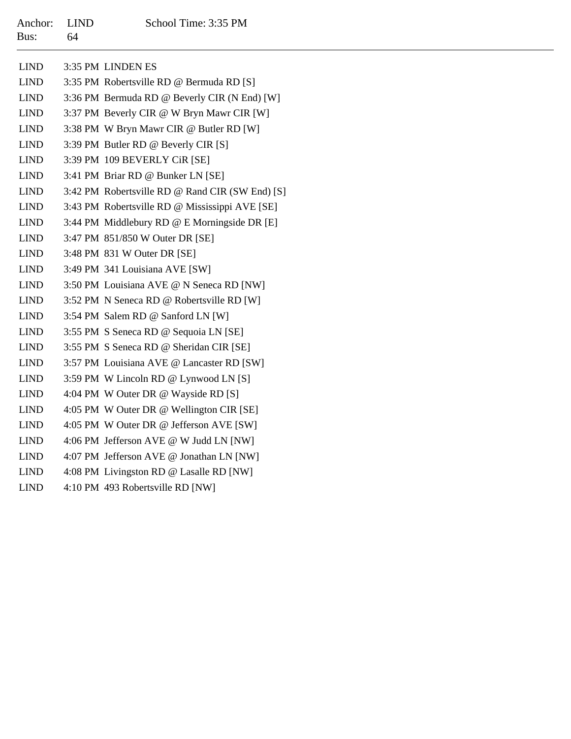Anchor: LIND School Time: 3:35 PM
Bus: 64

---

| | | |
|---|---|---|
| LIND | 3:35 PM | LINDEN ES |
| LIND | 3:35 PM | Robertsville RD @ Bermuda RD [S] |
| LIND | 3:36 PM | Bermuda RD @ Beverly CIR (N End) [W] |
| LIND | 3:37 PM | Beverly CIR @ W Bryn Mawr CIR [W] |
| LIND | 3:38 PM | W Bryn Mawr CIR @ Butler RD [W] |
| LIND | 3:39 PM | Butler RD @ Beverly CIR [S] |
| LIND | 3:39 PM | 109 BEVERLY CiR [SE] |
| LIND | 3:41 PM | Briar RD @ Bunker LN [SE] |
| LIND | 3:42 PM | Robertsville RD @ Rand CIR (SW End) [S] |
| LIND | 3:43 PM | Robertsville RD @ Mississippi AVE [SE] |
| LIND | 3:44 PM | Middlebury RD @ E Morningside DR [E] |
| LIND | 3:47 PM | 851/850 W Outer DR [SE] |
| LIND | 3:48 PM | 831 W Outer DR [SE] |
| LIND | 3:49 PM | 341 Louisiana AVE [SW] |
| LIND | 3:50 PM | Louisiana AVE @ N Seneca RD [NW] |
| LIND | 3:52 PM | N Seneca RD @ Robertsville RD [W] |
| LIND | 3:54 PM | Salem RD @ Sanford LN [W] |
| LIND | 3:55 PM | S Seneca RD @ Sequoia LN [SE] |
| LIND | 3:55 PM | S Seneca RD @ Sheridan CIR [SE] |
| LIND | 3:57 PM | Louisiana AVE @ Lancaster RD [SW] |
| LIND | 3:59 PM | W Lincoln RD @ Lynwood LN [S] |
| LIND | 4:04 PM | W Outer DR @ Wayside RD [S] |
| LIND | 4:05 PM | W Outer DR @ Wellington CIR [SE] |
| LIND | 4:05 PM | W Outer DR @ Jefferson AVE [SW] |
| LIND | 4:06 PM | Jefferson AVE @ W Judd LN [NW] |
| LIND | 4:07 PM | Jefferson AVE @ Jonathan LN [NW] |
| LIND | 4:08 PM | Livingston RD @ Lasalle RD [NW] |
| LIND | 4:10 PM | 493 Robertsville RD [NW] |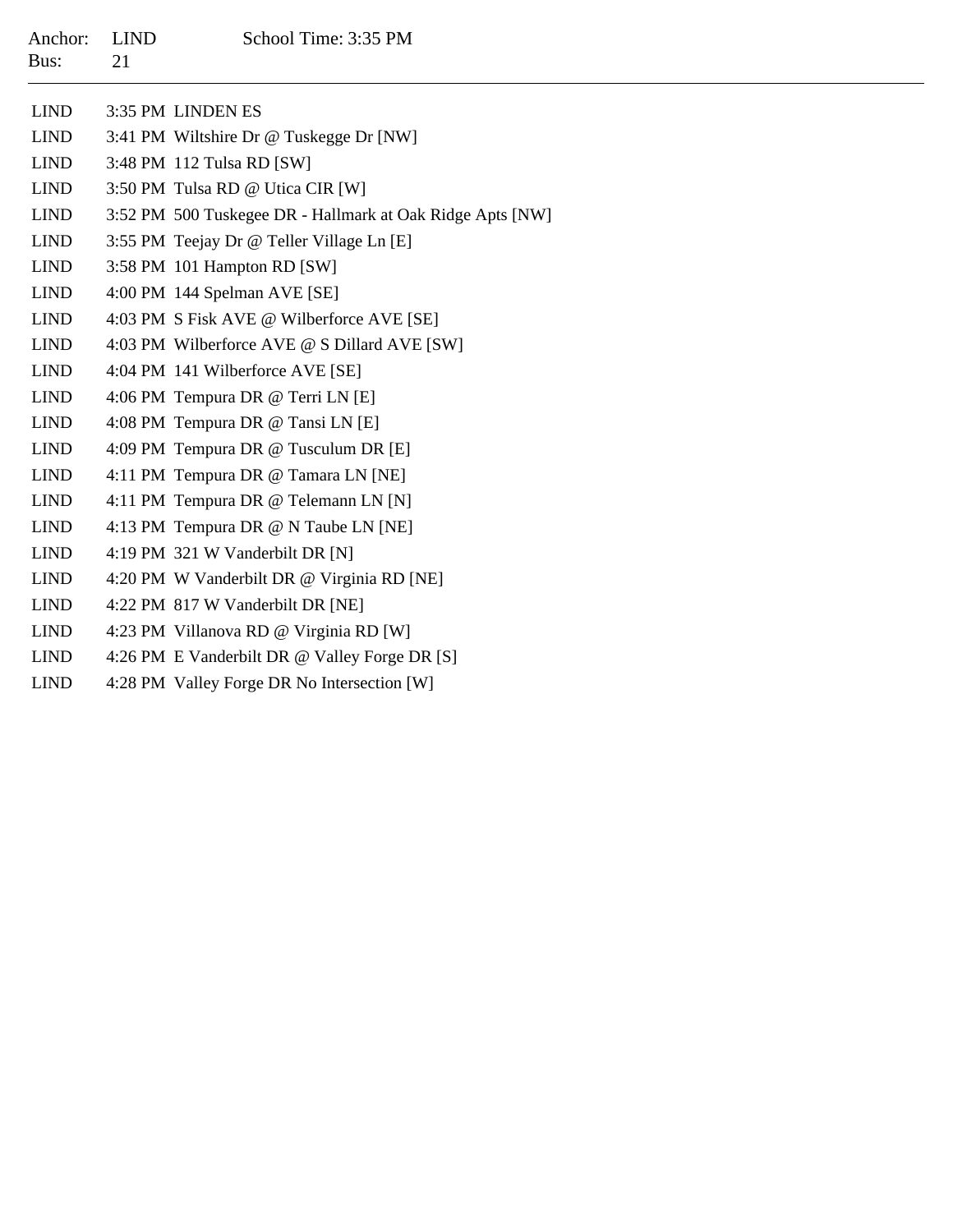Anchor: LIND    School Time: 3:35 PM
Bus: 21

---

| | | |
|---|---|---|
| LIND | 3:35 PM | LINDEN ES |
| LIND | 3:41 PM | Wiltshire Dr @ Tuskegge Dr [NW] |
| LIND | 3:48 PM | 112 Tulsa RD [SW] |
| LIND | 3:50 PM | Tulsa RD @ Utica CIR [W] |
| LIND | 3:52 PM | 500 Tuskegee DR - Hallmark at Oak Ridge Apts [NW] |
| LIND | 3:55 PM | Teejay Dr @ Teller Village Ln [E] |
| LIND | 3:58 PM | 101 Hampton RD [SW] |
| LIND | 4:00 PM | 144 Spelman AVE [SE] |
| LIND | 4:03 PM | S Fisk AVE @ Wilberforce AVE [SE] |
| LIND | 4:03 PM | Wilberforce AVE @ S Dillard AVE [SW] |
| LIND | 4:04 PM | 141 Wilberforce AVE [SE] |
| LIND | 4:06 PM | Tempura DR @ Terri LN [E] |
| LIND | 4:08 PM | Tempura DR @ Tansi LN [E] |
| LIND | 4:09 PM | Tempura DR @ Tusculum DR [E] |
| LIND | 4:11 PM | Tempura DR @ Tamara LN [NE] |
| LIND | 4:11 PM | Tempura DR @ Telemann LN [N] |
| LIND | 4:13 PM | Tempura DR @ N Taube LN [NE] |
| LIND | 4:19 PM | 321 W Vanderbilt DR [N] |
| LIND | 4:20 PM | W Vanderbilt DR @ Virginia RD [NE] |
| LIND | 4:22 PM | 817 W Vanderbilt DR [NE] |
| LIND | 4:23 PM | Villanova RD @ Virginia RD [W] |
| LIND | 4:26 PM | E Vanderbilt DR @ Valley Forge DR [S] |
| LIND | 4:28 PM | Valley Forge DR No Intersection [W] |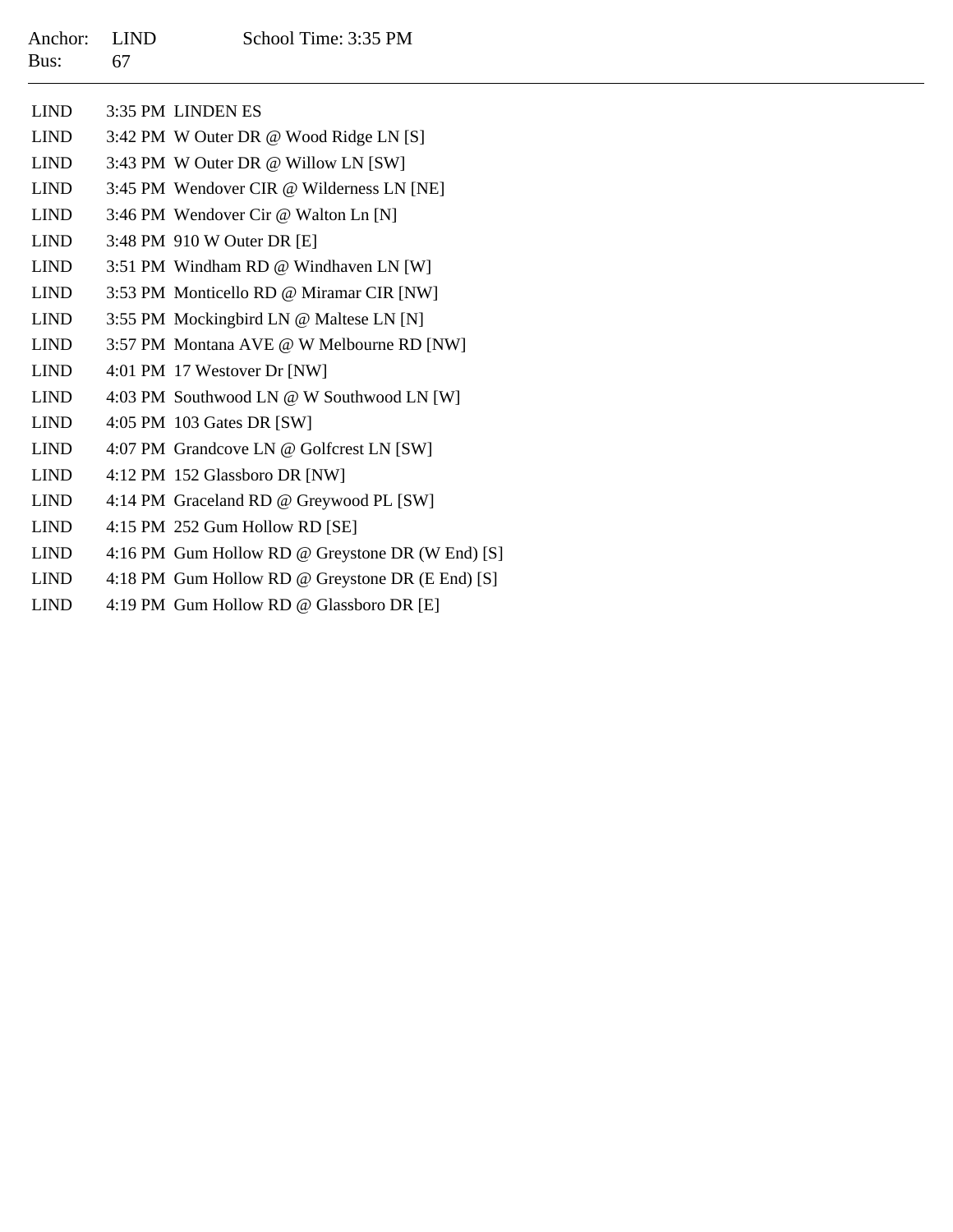Anchor: LIND School Time: 3:35 PM
Bus: 67

---

| | | |
|---|---|---|
| LIND | 3:35 PM | LINDEN ES |
| LIND | 3:42 PM | W Outer DR @ Wood Ridge LN [S] |
| LIND | 3:43 PM | W Outer DR @ Willow LN [SW] |
| LIND | 3:45 PM | Wendover CIR @ Wilderness LN [NE] |
| LIND | 3:46 PM | Wendover Cir @ Walton Ln [N] |
| LIND | 3:48 PM | 910 W Outer DR [E] |
| LIND | 3:51 PM | Windham RD @ Windhaven LN [W] |
| LIND | 3:53 PM | Monticello RD @ Miramar CIR [NW] |
| LIND | 3:55 PM | Mockingbird LN @ Maltese LN [N] |
| LIND | 3:57 PM | Montana AVE @ W Melbourne RD [NW] |
| LIND | 4:01 PM | 17 Westover Dr [NW] |
| LIND | 4:03 PM | Southwood LN @ W Southwood LN [W] |
| LIND | 4:05 PM | 103 Gates DR [SW] |
| LIND | 4:07 PM | Grandcove LN @ Golfcrest LN [SW] |
| LIND | 4:12 PM | 152 Glassboro DR [NW] |
| LIND | 4:14 PM | Graceland RD @ Greywood PL [SW] |
| LIND | 4:15 PM | 252 Gum Hollow RD [SE] |
| LIND | 4:16 PM | Gum Hollow RD @ Greystone DR (W End) [S] |
| LIND | 4:18 PM | Gum Hollow RD @ Greystone DR (E End) [S] |
| LIND | 4:19 PM | Gum Hollow RD @ Glassboro DR [E] |